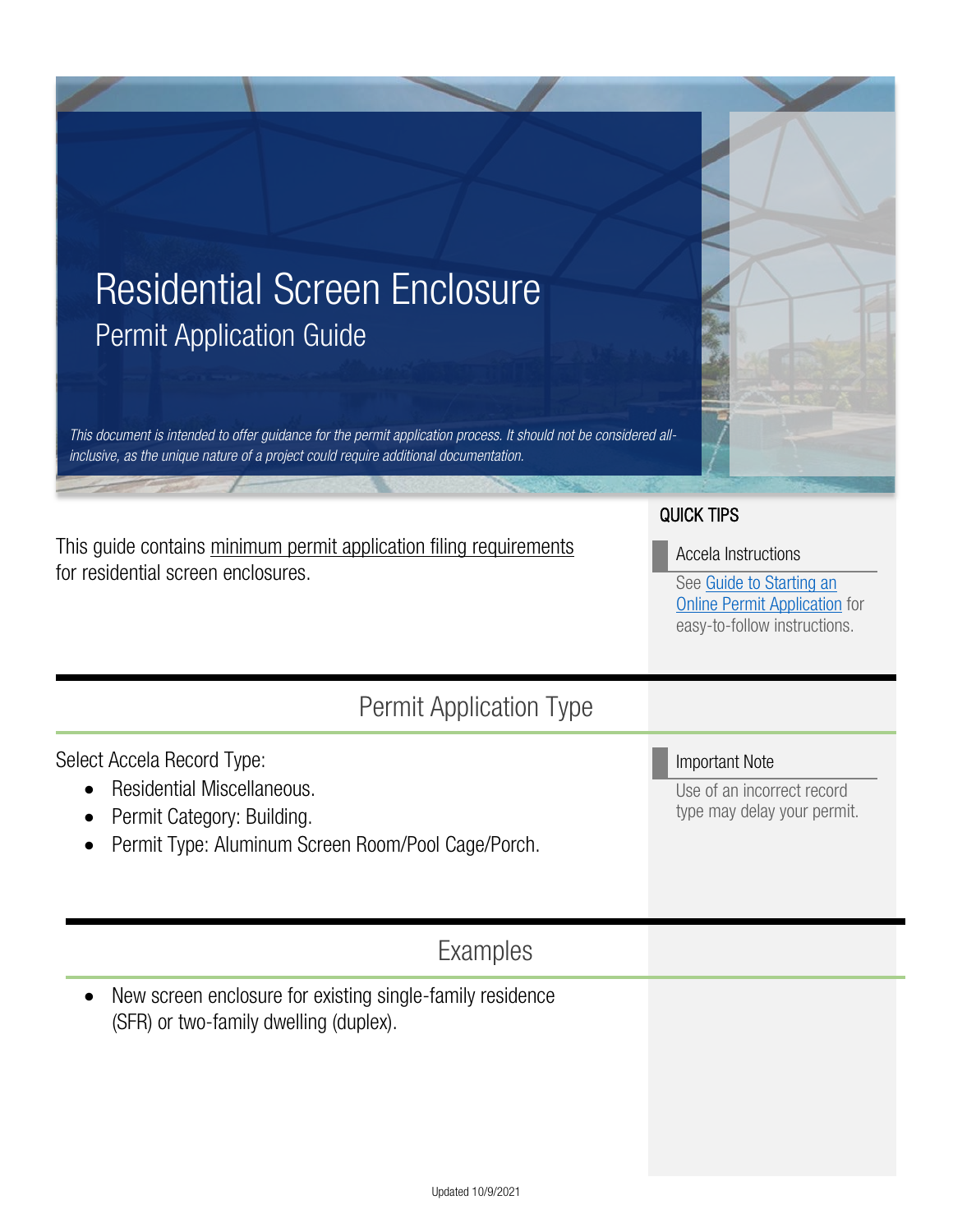# Residential Screen Enclosure

## Permit Application Guide

*This document is intended to offer guidance for the permit application process. It should not be considered all-inclusive, as the unique nature of a project could require additional documentation.*

This guide contains minimum permit application filing requirements for residential screen enclosures.

**QUICK TIPS**

**Accela Instructions**

See Guide to Starting an Online Permit Application for easy-to-follow instructions.

## Permit Application Type

Select Accela Record Type:

- Residential Miscellaneous.
- Permit Category: Building.
- Permit Type: Aluminum Screen Room/Pool Cage/Porch.

**Important Note**

Use of an incorrect record type may delay your permit.

## Examples

- New screen enclosure for existing single-family residence (SFR) or two-family dwelling (duplex).

Updated 10/9/2021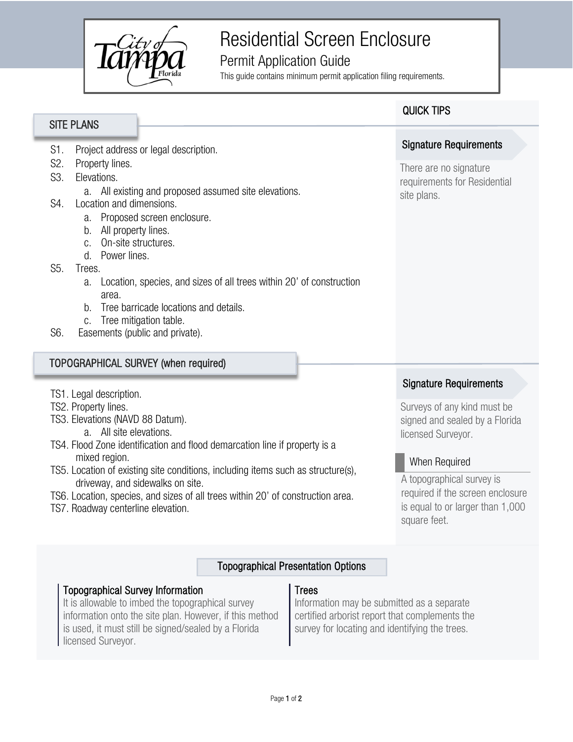# Residential Screen Enclosure

## Permit Application Guide

This guide contains minimum permit application filing requirements.

## SITE PLANS

- S1. Project address or legal description.
- S2. Property lines.
- S3. Elevations.
  - a. All existing and proposed assumed site elevations.
- S4. Location and dimensions.
  - a. Proposed screen enclosure.
  - b. All property lines.
  - c. On-site structures.
  - d. Power lines.
- S5. Trees.
  - a. Location, species, and sizes of all trees within 20' of construction area.
  - b. Tree barricade locations and details.
  - c. Tree mitigation table.
- S6. Easements (public and private).

## QUICK TIPS

### Signature Requirements

There are no signature requirements for Residential site plans.

## TOPOGRAPHICAL SURVEY (when required)

- TS1. Legal description.
- TS2. Property lines.
- TS3. Elevations (NAVD 88 Datum).
  - a. All site elevations.
- TS4. Flood Zone identification and flood demarcation line if property is a mixed region.
- TS5. Location of existing site conditions, including items such as structure(s), driveway, and sidewalks on site.
- TS6. Location, species, and sizes of all trees within 20' of construction area.
- TS7. Roadway centerline elevation.

### Signature Requirements

Surveys of any kind must be signed and sealed by a Florida licensed Surveyor.

### When Required

A topographical survey is required if the screen enclosure is equal to or larger than 1,000 square feet.

## Topographical Presentation Options

### Topographical Survey Information

It is allowable to imbed the topographical survey information onto the site plan. However, if this method is used, it must still be signed/sealed by a Florida licensed Surveyor.

### Trees

Information may be submitted as a separate certified arborist report that complements the survey for locating and identifying the trees.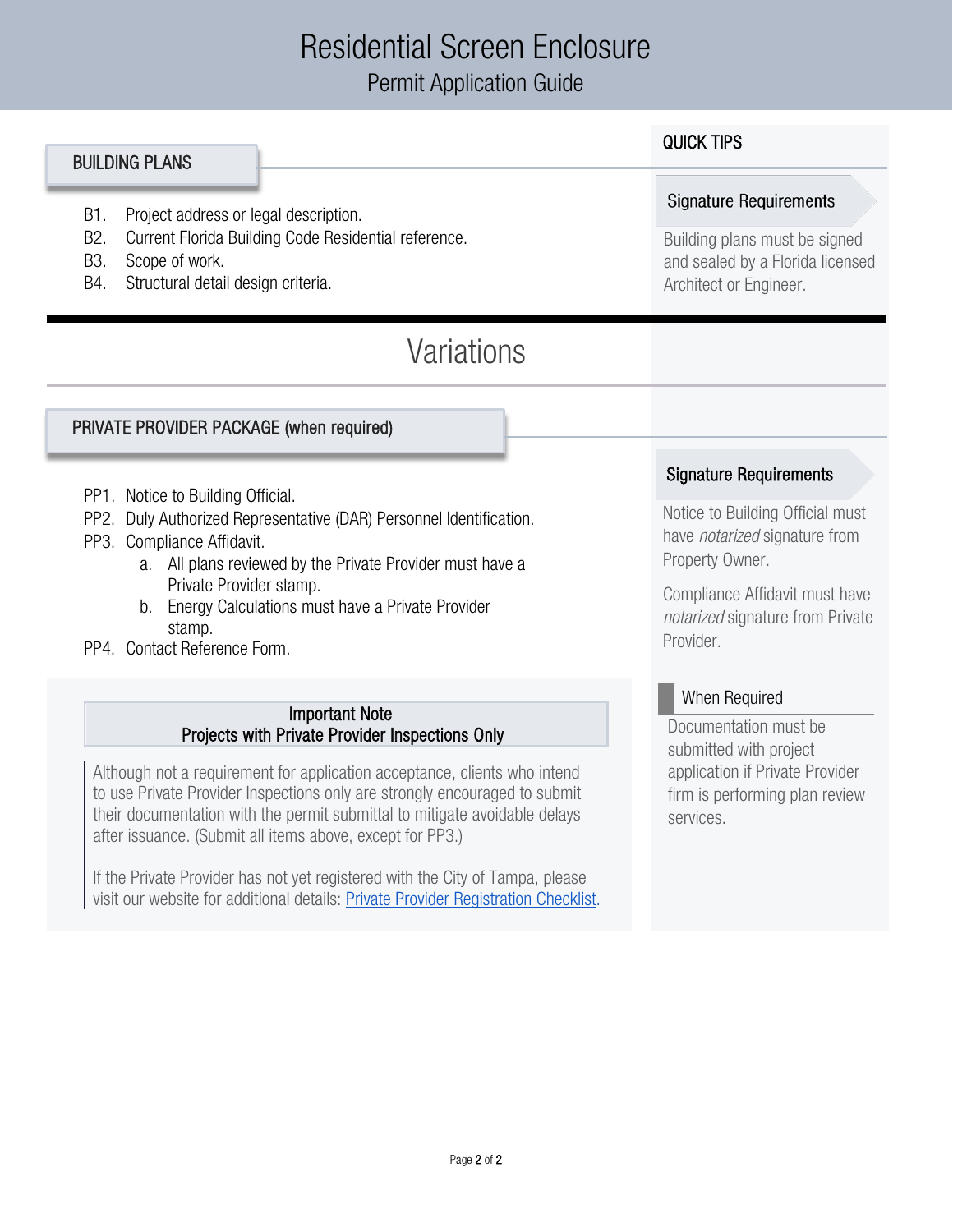# Residential Screen Enclosure

## Permit Application Guide

### BUILDING PLANS

B1. Project address or legal description.
B2. Current Florida Building Code Residential reference.
B3. Scope of work.
B4. Structural detail design criteria.

**QUICK TIPS**

**Signature Requirements**

Building plans must be signed and sealed by a Florida licensed Architect or Engineer.

## Variations

### PRIVATE PROVIDER PACKAGE (when required)

PP1. Notice to Building Official.
PP2. Duly Authorized Representative (DAR) Personnel Identification.
PP3. Compliance Affidavit.
  a. All plans reviewed by the Private Provider must have a Private Provider stamp.
  b. Energy Calculations must have a Private Provider stamp.
PP4. Contact Reference Form.

**Important Note**
**Projects with Private Provider Inspections Only**

Although not a requirement for application acceptance, clients who intend to use Private Provider Inspections only are strongly encouraged to submit their documentation with the permit submittal to mitigate avoidable delays after issuance. (Submit all items above, except for PP3.)

If the Private Provider has not yet registered with the City of Tampa, please visit our website for additional details: Private Provider Registration Checklist.

**Signature Requirements**

Notice to Building Official must have *notarized* signature from Property Owner.

Compliance Affidavit must have *notarized* signature from Private Provider.

**When Required**

Documentation must be submitted with project application if Private Provider firm is performing plan review services.